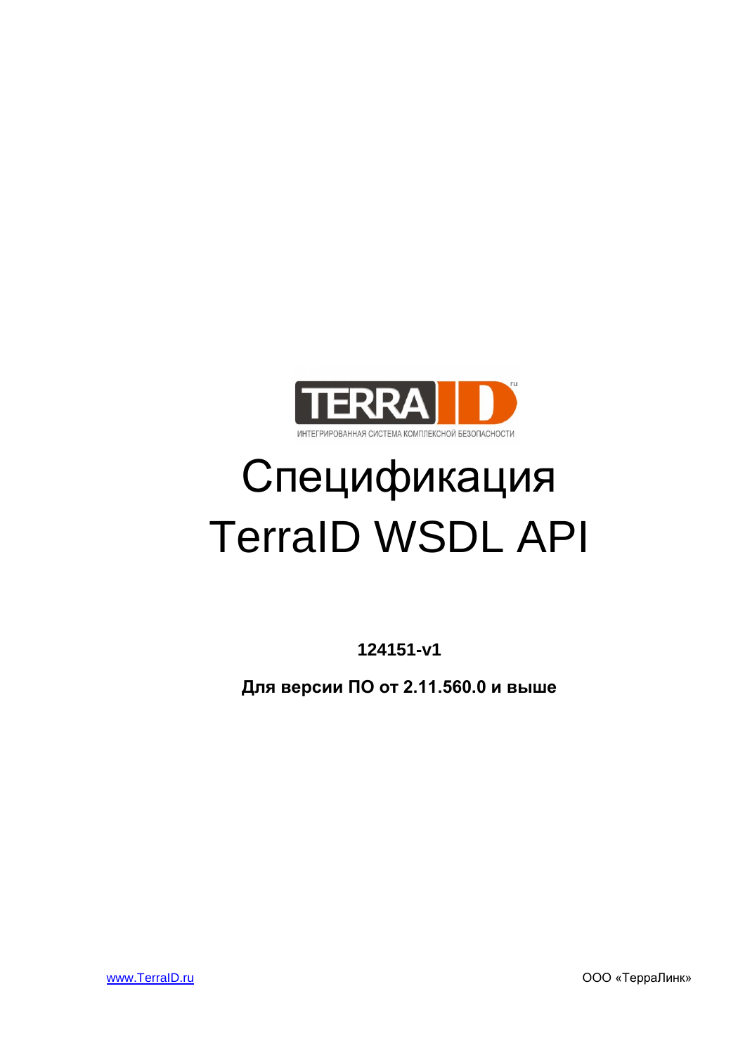TERRA ID

ИНТЕГРИРОВАННАЯ СИСТЕМА КОМПЛЕКСНОЙ БЕЗОПАСНОСТИ

# Спецификация TerraID WSDL API

**124151-v1**

**Для версии ПО от 2.11.560.0 и выше**

www.TerraID.ru

ООО «ТерраЛинк»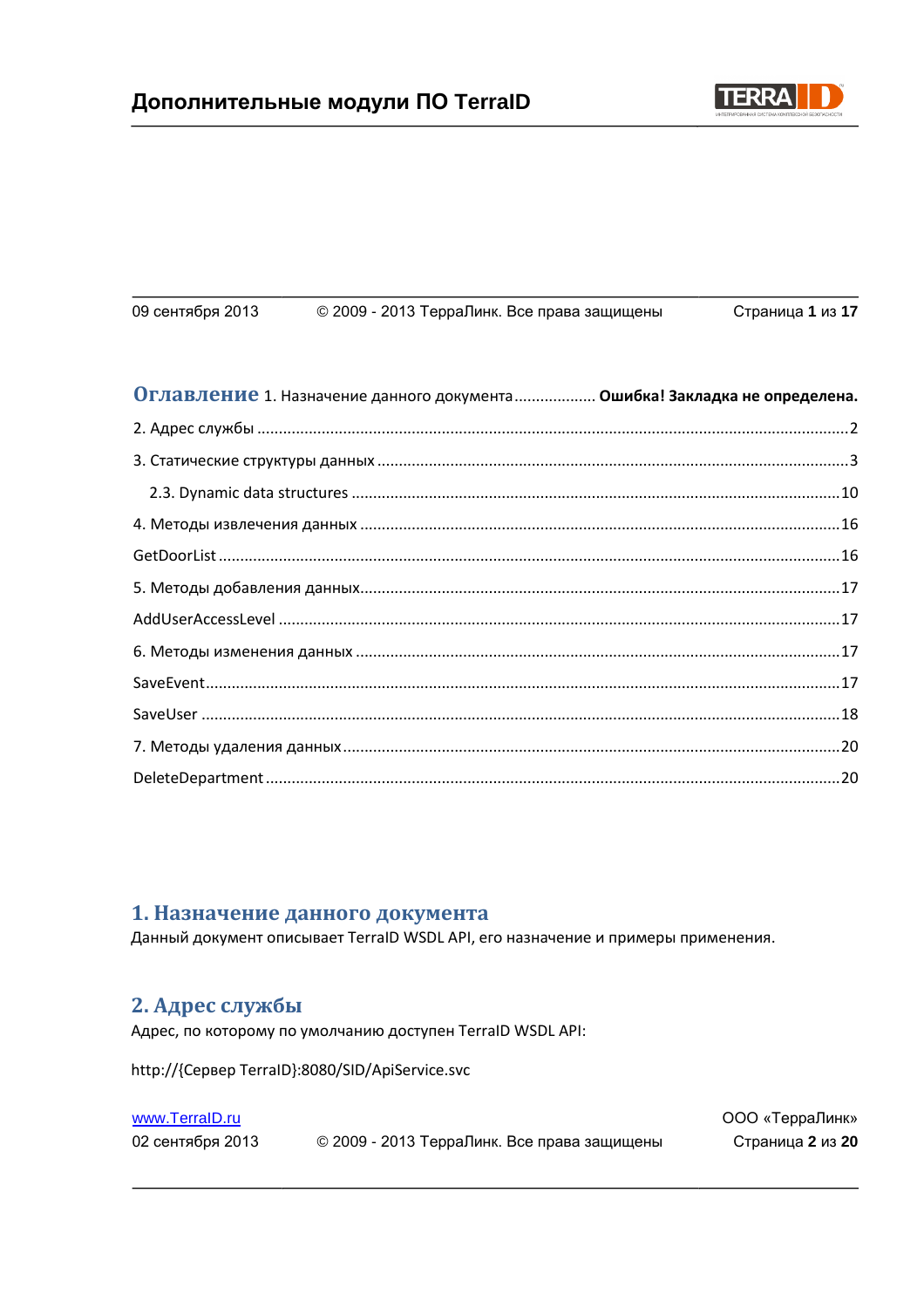# Оглавление

1. Назначение данного документа .................. **Ошибка! Закладка не определена.**

2. Адрес службы .................................................. 2

3. Статические структуры данных .................................................. 3

   2.3. Dynamic data structures .................................................. 10

4. Методы извлечения данных .................................................. 16

GetDoorList .................................................. 16

5. Методы добавления данных .................................................. 17

AddUserAccessLevel .................................................. 17

6. Методы изменения данных .................................................. 17

SaveEvent .................................................. 17

SaveUser .................................................. 18

7. Методы удаления данных .................................................. 20

DeleteDepartment .................................................. 20

## 1. Назначение данного документа

Данный документ описывает TerraID WSDL API, его назначение и примеры применения.

## 2. Адрес службы

Адрес, по которому по умолчанию доступен TerraID WSDL API:

http://{Сервер TerraID}:8080/SID/ApiService.svc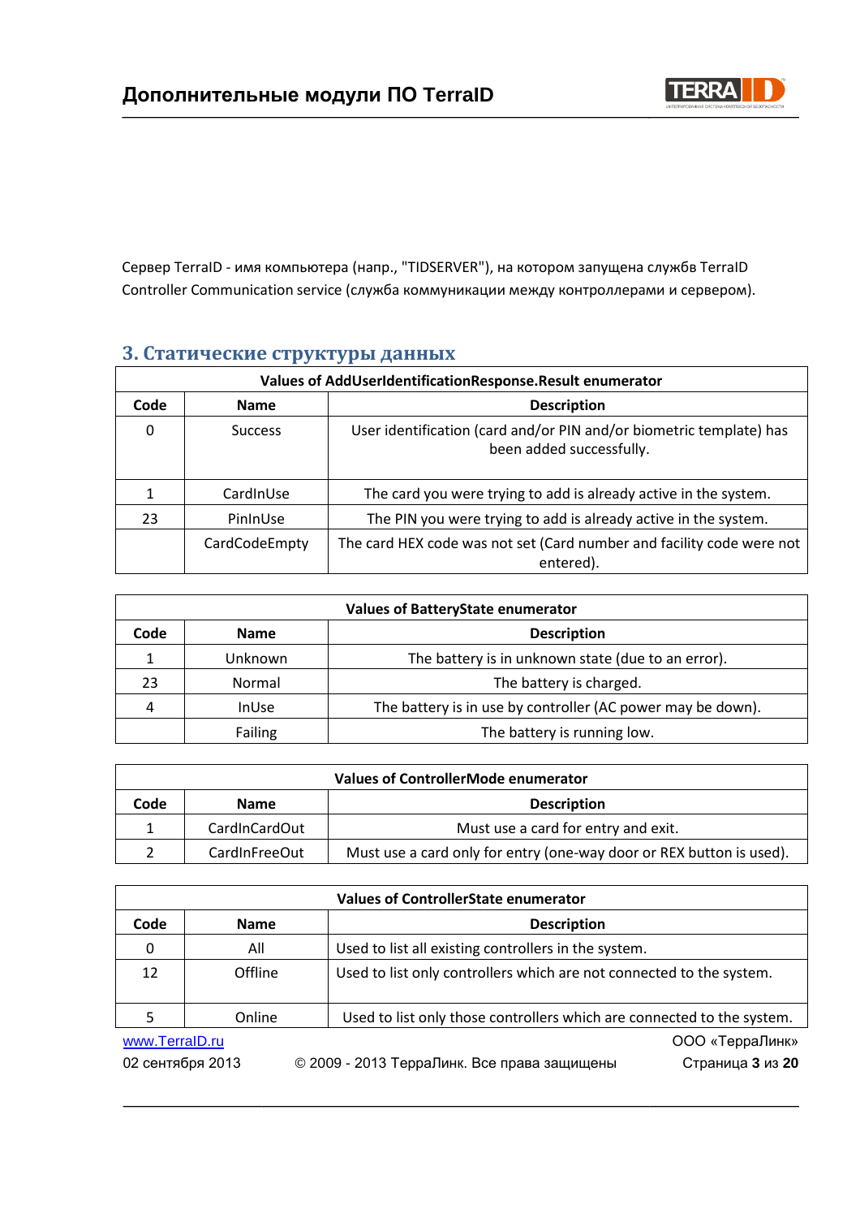Сервер TerraID - имя компьютера (напр., "TIDSERVER"), на котором запущена службв TerraID Controller Communication service (служба коммуникации между контроллерами и сервером).

## 3. Статические структуры данных

| Values of AddUserIdentificationResponse.Result enumerator | | |
|---|---|---|
| **Code** | **Name** | **Description** |
| 0 | Success | User identification (card and/or PIN and/or biometric template) has been added successfully. |
| 1 | CardInUse | The card you were trying to add is already active in the system. |
| 23 | PinInUse | The PIN you were trying to add is already active in the system. |
| | CardCodeEmpty | The card HEX code was not set (Card number and facility code were not entered). |

| Values of BatteryState enumerator | | |
|---|---|---|
| **Code** | **Name** | **Description** |
| 1 | Unknown | The battery is in unknown state (due to an error). |
| 23 | Normal | The battery is charged. |
| 4 | InUse | The battery is in use by controller (AC power may be down). |
| | Failing | The battery is running low. |

| Values of ControllerMode enumerator | | |
|---|---|---|
| **Code** | **Name** | **Description** |
| 1 | CardInCardOut | Must use a card for entry and exit. |
| 2 | CardInFreeOut | Must use a card only for entry (one-way door or REX button is used). |

| Values of ControllerState enumerator | | |
|---|---|---|
| **Code** | **Name** | **Description** |
| 0 | All | Used to list all existing controllers in the system. |
| 12 | Offline | Used to list only controllers which are not connected to the system. |
| 5 | Online | Used to list only those controllers which are connected to the system. |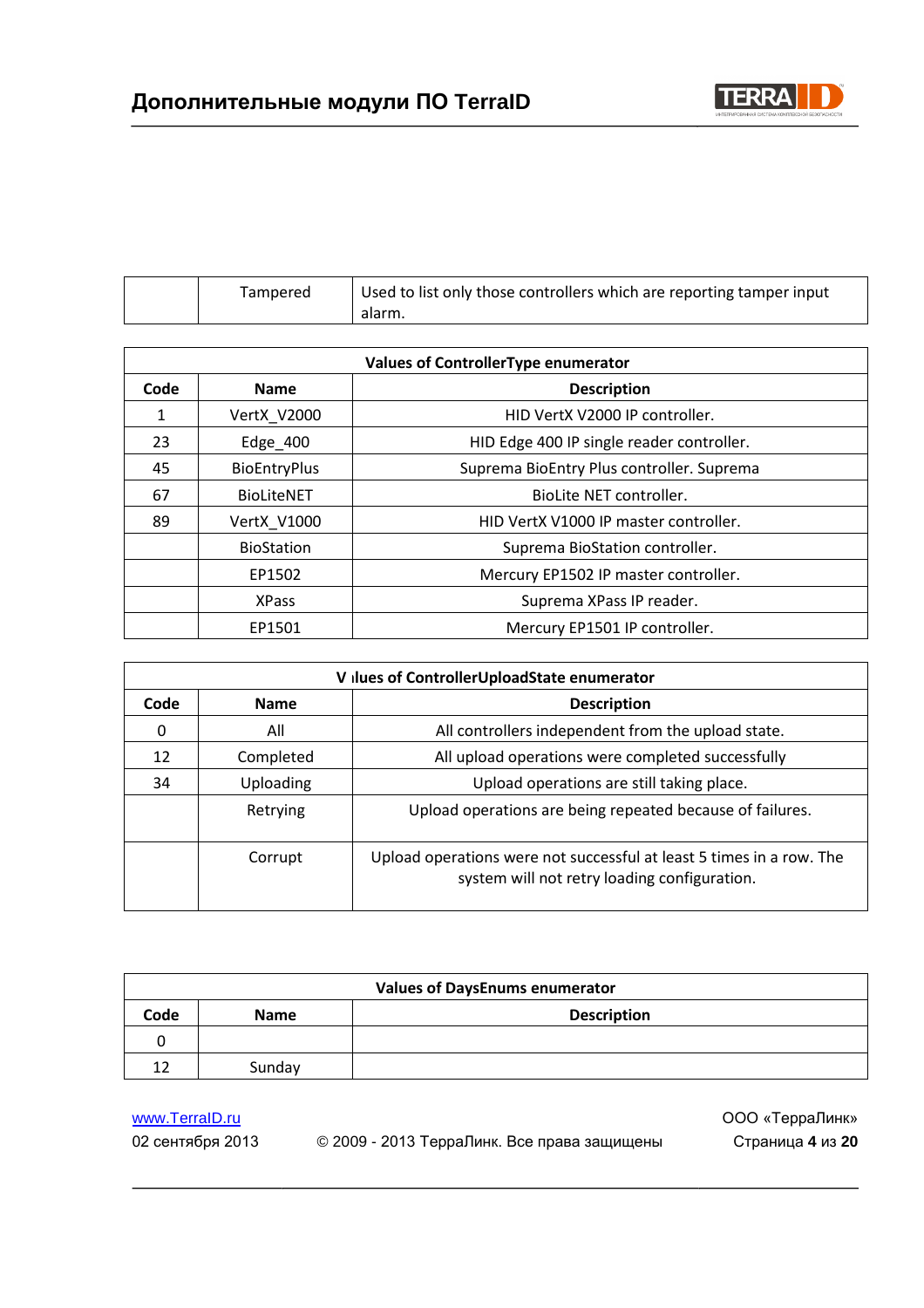| | Tampered | Used to list only those controllers which are reporting tamper input alarm. |
|---|---|---|

| Values of ControllerType enumerator | | |
|---|---|---|
| **Code** | **Name** | **Description** |
| 1 | VertX_V2000 | HID VertX V2000 IP controller. |
| 23 | Edge_400 | HID Edge 400 IP single reader controller. |
| 45 | BioEntryPlus | Suprema BioEntry Plus controller. Suprema |
| 67 | BioLiteNET | BioLite NET controller. |
| 89 | VertX_V1000 | HID VertX V1000 IP master controller. |
| | BioStation | Suprema BioStation controller. |
| | EP1502 | Mercury EP1502 IP master controller. |
| | XPass | Suprema XPass IP reader. |
| | EP1501 | Mercury EP1501 IP controller. |

| V ılues of ControllerUploadState enumerator | | |
|---|---|---|
| **Code** | **Name** | **Description** |
| 0 | All | All controllers independent from the upload state. |
| 12 | Completed | All upload operations were completed successfully |
| 34 | Uploading | Upload operations are still taking place. |
| | Retrying | Upload operations are being repeated because of failures. |
| | Corrupt | Upload operations were not successful at least 5 times in a row. The system will not retry loading configuration. |

| Values of DaysEnums enumerator | | |
|---|---|---|
| **Code** | **Name** | **Description** |
| 0 | | |
| 12 | Sunday | |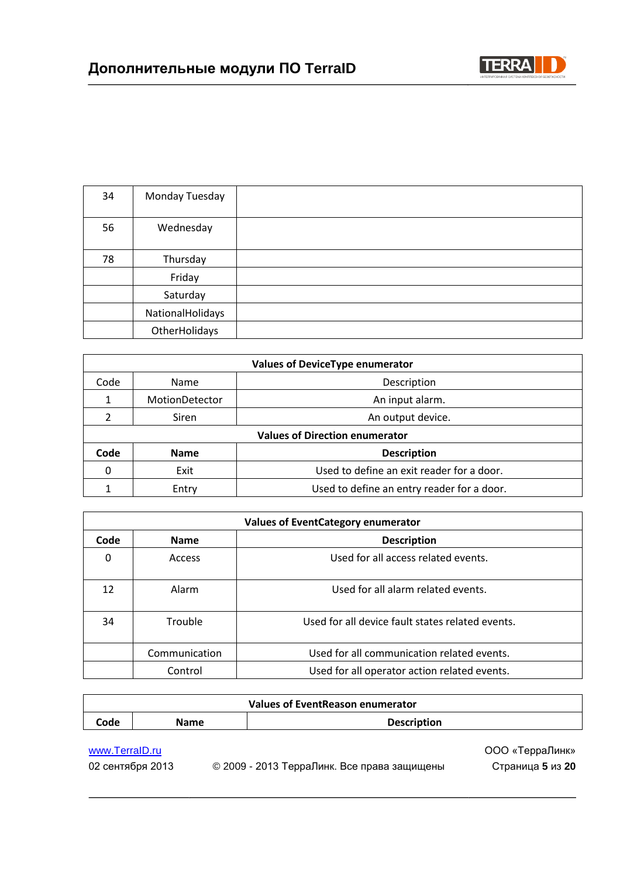| | | |
|---|---|---|
| 34 | Monday Tuesday | |
| 56 | Wednesday | |
| 78 | Thursday | |
| | Friday | |
| | Saturday | |
| | NationalHolidays | |
| | OtherHolidays | |

| **Values of DeviceType enumerator** | | |
|---|---|---|
| Code | Name | Description |
| 1 | MotionDetector | An input alarm. |
| 2 | Siren | An output device. |
| **Values of Direction enumerator** | | |
| **Code** | **Name** | **Description** |
| 0 | Exit | Used to define an exit reader for a door. |
| 1 | Entry | Used to define an entry reader for a door. |

| **Values of EventCategory enumerator** | | |
|---|---|---|
| **Code** | **Name** | **Description** |
| 0 | Access | Used for all access related events. |
| 12 | Alarm | Used for all alarm related events. |
| 34 | Trouble | Used for all device fault states related events. |
| | Communication | Used for all communication related events. |
| | Control | Used for all operator action related events. |

| **Values of EventReason enumerator** | | |
|---|---|---|
| **Code** | **Name** | **Description** |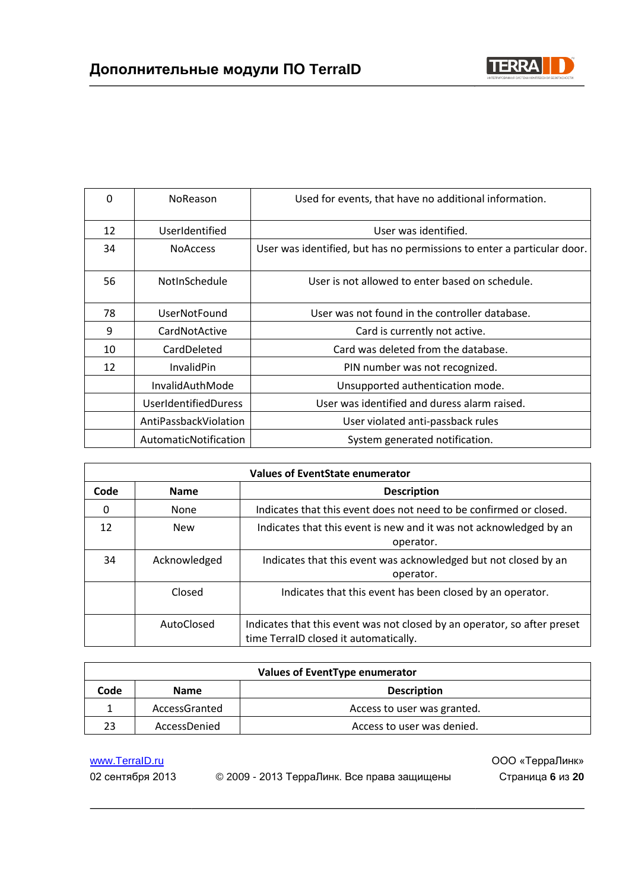| | | |
|---|---|---|
| 0 | NoReason | Used for events, that have no additional information. |
| 12 | UserIdentified | User was identified. |
| 34 | NoAccess | User was identified, but has no permissions to enter a particular door. |
| 56 | NotInSchedule | User is not allowed to enter based on schedule. |
| 78 | UserNotFound | User was not found in the controller database. |
| 9 | CardNotActive | Card is currently not active. |
| 10 | CardDeleted | Card was deleted from the database. |
| 12 | InvalidPin | PIN number was not recognized. |
| | InvalidAuthMode | Unsupported authentication mode. |
| | UserIdentifiedDuress | User was identified and duress alarm raised. |
| | AntiPassbackViolation | User violated anti-passback rules |
| | AutomaticNotification | System generated notification. |

| Values of EventState enumerator | | |
|---|---|---|
| **Code** | **Name** | **Description** |
| 0 | None | Indicates that this event does not need to be confirmed or closed. |
| 12 | New | Indicates that this event is new and it was not acknowledged by an operator. |
| 34 | Acknowledged | Indicates that this event was acknowledged but not closed by an operator. |
| | Closed | Indicates that this event has been closed by an operator. |
| | AutoClosed | Indicates that this event was not closed by an operator, so after preset time TerraID closed it automatically. |

| Values of EventType enumerator | | |
|---|---|---|
| **Code** | **Name** | **Description** |
| 1 | AccessGranted | Access to user was granted. |
| 23 | AccessDenied | Access to user was denied. |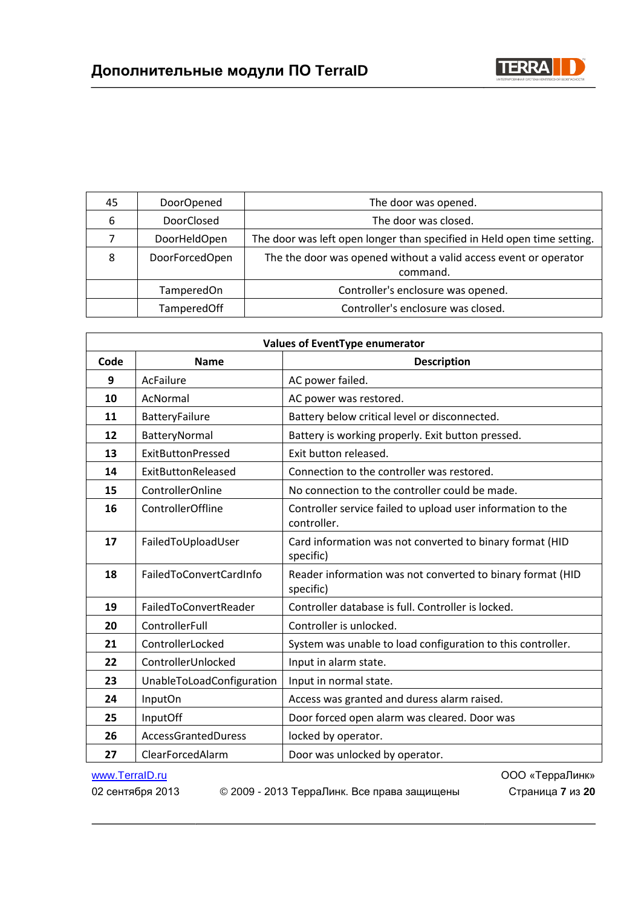| 45 | DoorOpened | The door was opened. |
|---|---|---|
| 6 | DoorClosed | The door was closed. |
| 7 | DoorHeldOpen | The door was left open longer than specified in Held open time setting. |
| 8 | DoorForcedOpen | The the door was opened without a valid access event or operator command. |
| | TamperedOn | Controller's enclosure was opened. |
| | TamperedOff | Controller's enclosure was closed. |

| **Values of EventType enumerator** | | |
|---|---|---|
| **Code** | **Name** | **Description** |
| **9** | AcFailure | AC power failed. |
| **10** | AcNormal | AC power was restored. |
| **11** | BatteryFailure | Battery below critical level or disconnected. |
| **12** | BatteryNormal | Battery is working properly. Exit button pressed. |
| **13** | ExitButtonPressed | Exit button released. |
| **14** | ExitButtonReleased | Connection to the controller was restored. |
| **15** | ControllerOnline | No connection to the controller could be made. |
| **16** | ControllerOffline | Controller service failed to upload user information to the controller. |
| **17** | FailedToUploadUser | Card information was not converted to binary format (HID specific) |
| **18** | FailedToConvertCardInfo | Reader information was not converted to binary format (HID specific) |
| **19** | FailedToConvertReader | Controller database is full. Controller is locked. |
| **20** | ControllerFull | Controller is unlocked. |
| **21** | ControllerLocked | System was unable to load configuration to this controller. |
| **22** | ControllerUnlocked | Input in alarm state. |
| **23** | UnableToLoadConfiguration | Input in normal state. |
| **24** | InputOn | Access was granted and duress alarm raised. |
| **25** | InputOff | Door forced open alarm was cleared. Door was |
| **26** | AccessGrantedDuress | locked by operator. |
| **27** | ClearForcedAlarm | Door was unlocked by operator. |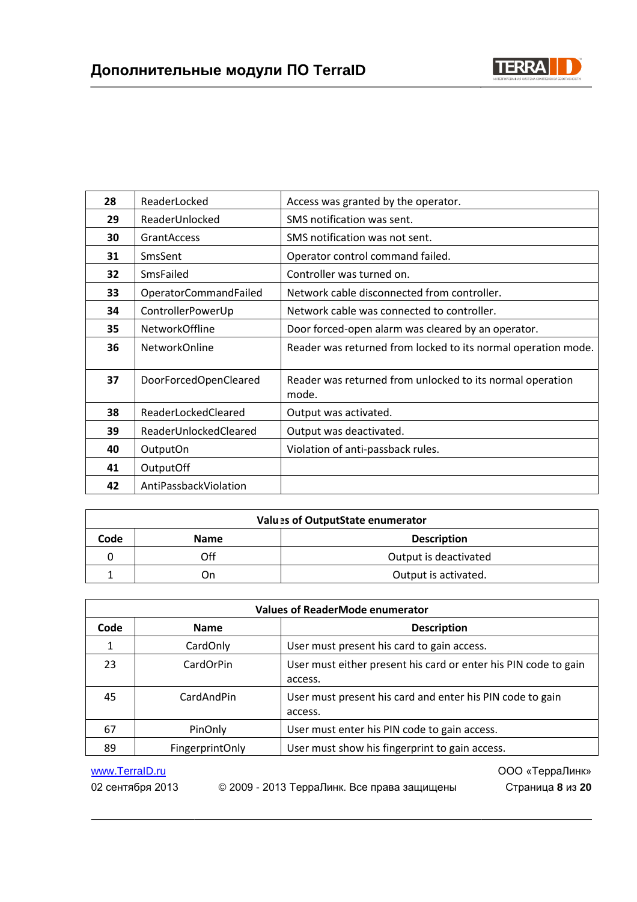| 28 | ReaderLocked | Access was granted by the operator. |
|---|---|---|
| 29 | ReaderUnlocked | SMS notification was sent. |
| 30 | GrantAccess | SMS notification was not sent. |
| 31 | SmsSent | Operator control command failed. |
| 32 | SmsFailed | Controller was turned on. |
| 33 | OperatorCommandFailed | Network cable disconnected from controller. |
| 34 | ControllerPowerUp | Network cable was connected to controller. |
| 35 | NetworkOffline | Door forced-open alarm was cleared by an operator. |
| 36 | NetworkOnline | Reader was returned from locked to its normal operation mode. |
| 37 | DoorForcedOpenCleared | Reader was returned from unlocked to its normal operation mode. |
| 38 | ReaderLockedCleared | Output was activated. |
| 39 | ReaderUnlockedCleared | Output was deactivated. |
| 40 | OutputOn | Violation of anti-passback rules. |
| 41 | OutputOff | |
| 42 | AntiPassbackViolation | |

| Values of OutputState enumerator | | |
|---|---|---|
| **Code** | **Name** | **Description** |
| 0 | Off | Output is deactivated |
| 1 | On | Output is activated. |

| Values of ReaderMode enumerator | | |
|---|---|---|
| **Code** | **Name** | **Description** |
| 1 | CardOnly | User must present his card to gain access. |
| 23 | CardOrPin | User must either present his card or enter his PIN code to gain access. |
| 45 | CardAndPin | User must present his card and enter his PIN code to gain access. |
| 67 | PinOnly | User must enter his PIN code to gain access. |
| 89 | FingerprintOnly | User must show his fingerprint to gain access. |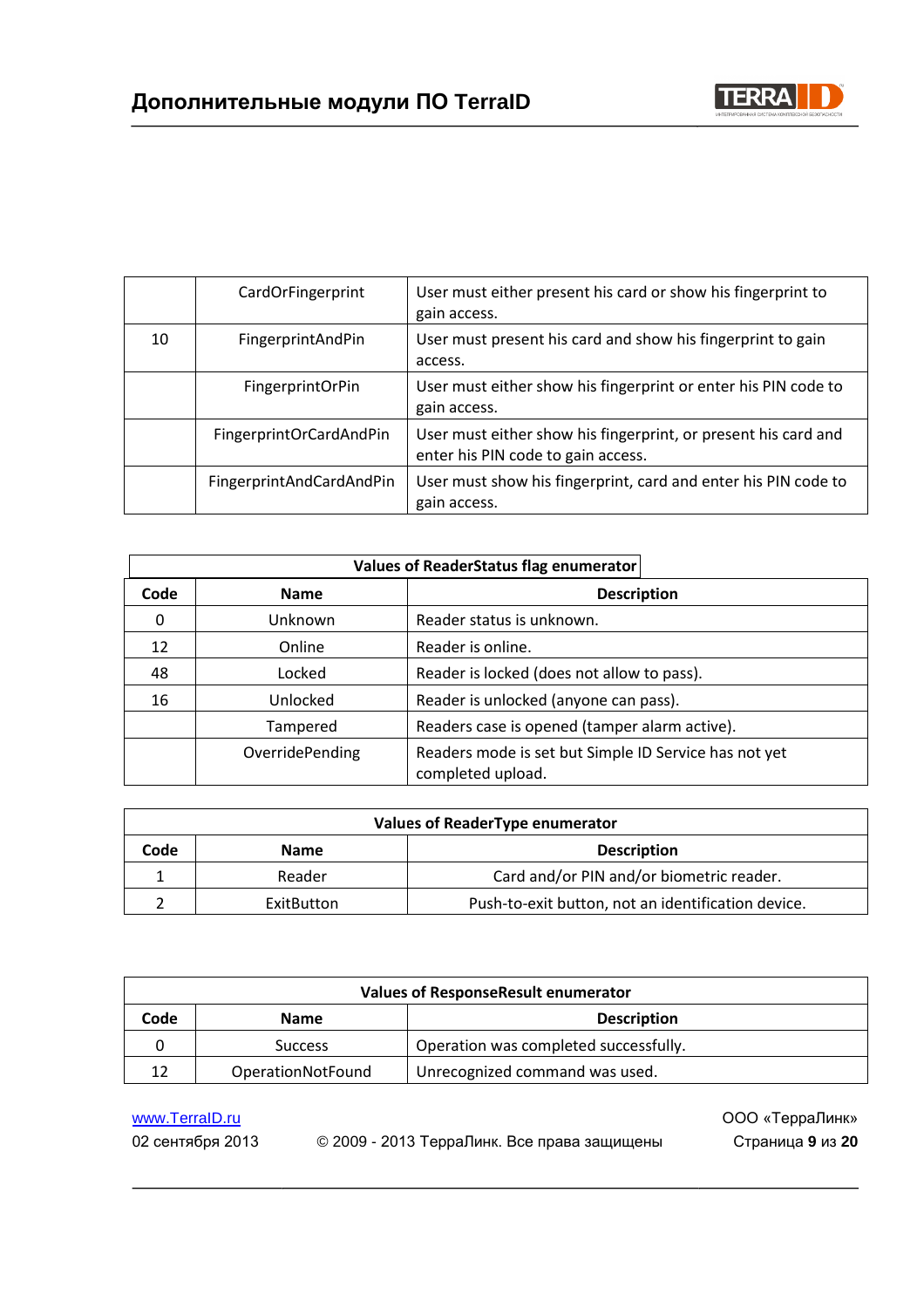| | | |
|---|---|---|
| | CardOrFingerprint | User must either present his card or show his fingerprint to gain access. |
| 10 | FingerprintAndPin | User must present his card and show his fingerprint to gain access. |
| | FingerprintOrPin | User must either show his fingerprint or enter his PIN code to gain access. |
| | FingerprintOrCardAndPin | User must either show his fingerprint, or present his card and enter his PIN code to gain access. |
| | FingerprintAndCardAndPin | User must show his fingerprint, card and enter his PIN code to gain access. |

| Values of ReaderStatus flag enumerator | | |
|---|---|---|
| **Code** | **Name** | **Description** |
| 0 | Unknown | Reader status is unknown. |
| 12 | Online | Reader is online. |
| 48 | Locked | Reader is locked (does not allow to pass). |
| 16 | Unlocked | Reader is unlocked (anyone can pass). |
| | Tampered | Readers case is opened (tamper alarm active). |
| | OverridePending | Readers mode is set but Simple ID Service has not yet completed upload. |

| Values of ReaderType enumerator | | |
|---|---|---|
| **Code** | **Name** | **Description** |
| 1 | Reader | Card and/or PIN and/or biometric reader. |
| 2 | ExitButton | Push-to-exit button, not an identification device. |

| Values of ResponseResult enumerator | | |
|---|---|---|
| **Code** | **Name** | **Description** |
| 0 | Success | Operation was completed successfully. |
| 12 | OperationNotFound | Unrecognized command was used. |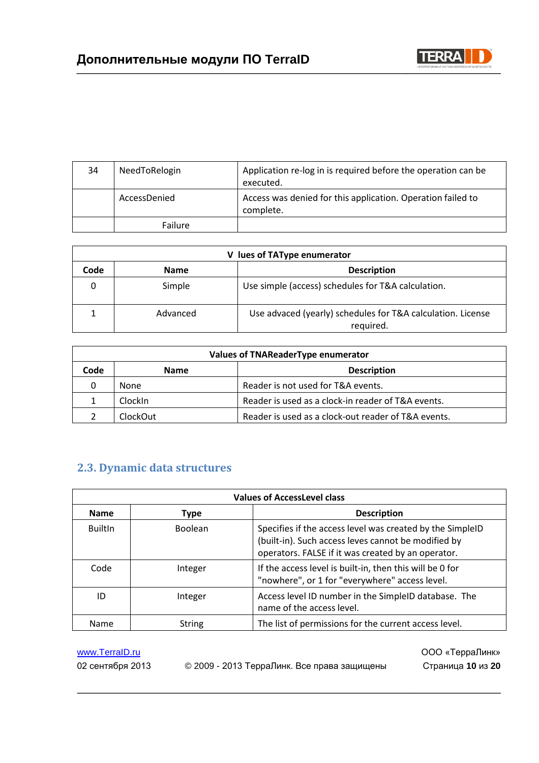| 34 | NeedToRelogin | Application re-log in is required before the operation can be executed. |
|---|---|---|
| | AccessDenied | Access was denied for this application. Operation failed to complete. |
| | Failure | |

| V lues of TAType enumerator | | |
|---|---|---|
| **Code** | **Name** | **Description** |
| 0 | Simple | Use simple (access) schedules for T&A calculation. |
| 1 | Advanced | Use advaced (yearly) schedules for T&A calculation. License required. |

| Values of TNAReaderType enumerator | | |
|---|---|---|
| **Code** | **Name** | **Description** |
| 0 | None | Reader is not used for T&A events. |
| 1 | ClockIn | Reader is used as a clock-in reader of T&A events. |
| 2 | ClockOut | Reader is used as a clock-out reader of T&A events. |

## 2.3. Dynamic data structures

| Values of AccessLevel class | | |
|---|---|---|
| **Name** | **Type** | **Description** |
| BuiltIn | Boolean | Specifies if the access level was created by the SimpleID (built-in). Such access leves cannot be modified by operators. FALSE if it was created by an operator. |
| Code | Integer | If the access level is built-in, then this will be 0 for "nowhere", or 1 for "everywhere" access level. |
| ID | Integer | Access level ID number in the SimpleID database. The name of the access level. |
| Name | String | The list of permissions for the current access level. |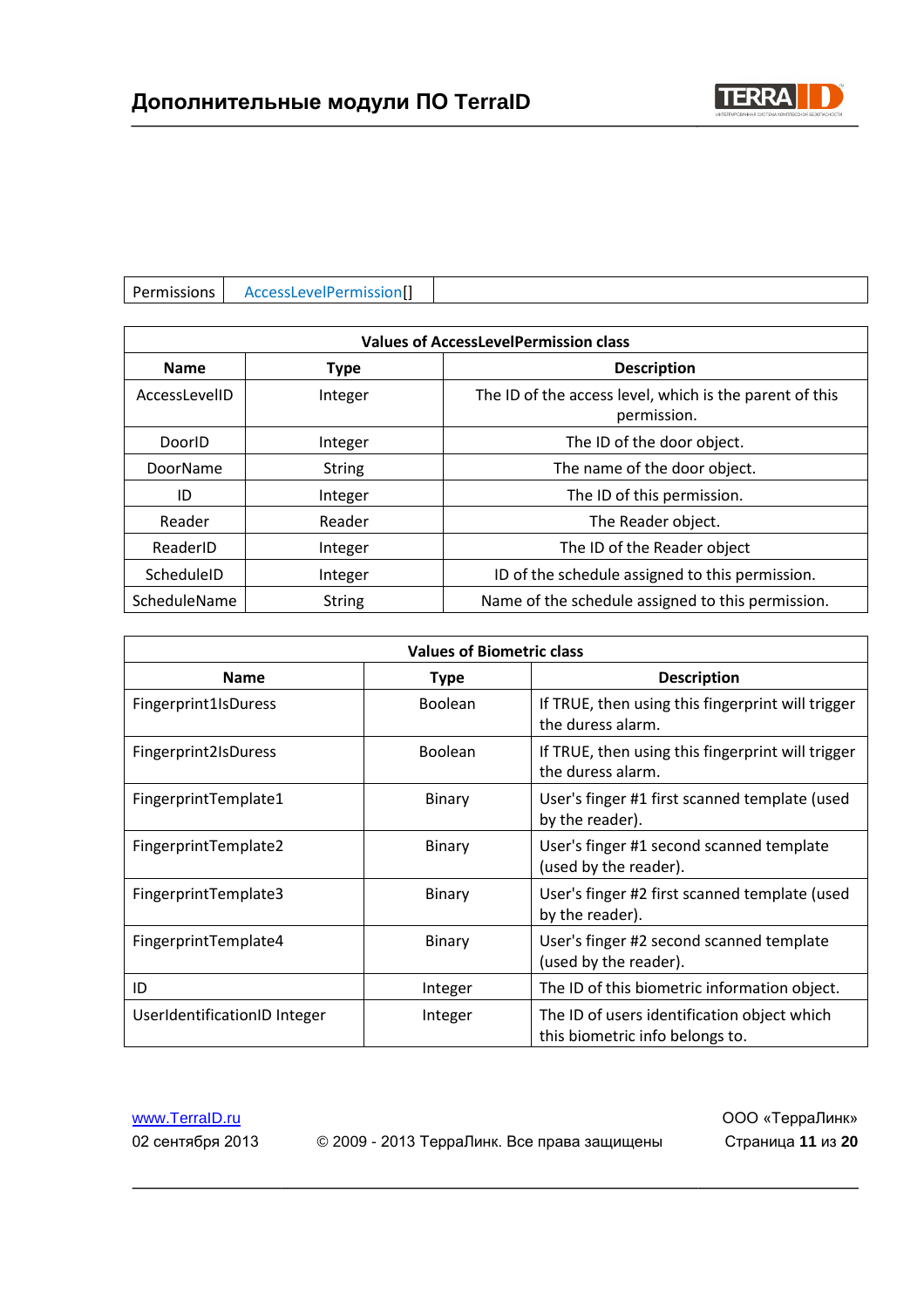| Permissions | AccessLevelPermission[] | |
|---|---|---|

| Values of AccessLevelPermission class | | |
|---|---|---|
| **Name** | **Type** | **Description** |
| AccessLevelID | Integer | The ID of the access level, which is the parent of this permission. |
| DoorID | Integer | The ID of the door object. |
| DoorName | String | The name of the door object. |
| ID | Integer | The ID of this permission. |
| Reader | Reader | The Reader object. |
| ReaderID | Integer | The ID of the Reader object |
| ScheduleID | Integer | ID of the schedule assigned to this permission. |
| ScheduleName | String | Name of the schedule assigned to this permission. |

| Values of Biometric class | | |
|---|---|---|
| **Name** | **Type** | **Description** |
| Fingerprint1IsDuress | Boolean | If TRUE, then using this fingerprint will trigger the duress alarm. |
| Fingerprint2IsDuress | Boolean | If TRUE, then using this fingerprint will trigger the duress alarm. |
| FingerprintTemplate1 | Binary | User's finger #1 first scanned template (used by the reader). |
| FingerprintTemplate2 | Binary | User's finger #1 second scanned template (used by the reader). |
| FingerprintTemplate3 | Binary | User's finger #2 first scanned template (used by the reader). |
| FingerprintTemplate4 | Binary | User's finger #2 second scanned template (used by the reader). |
| ID | Integer | The ID of this biometric information object. |
| UserIdentificationID Integer | Integer | The ID of users identification object which this biometric info belongs to. |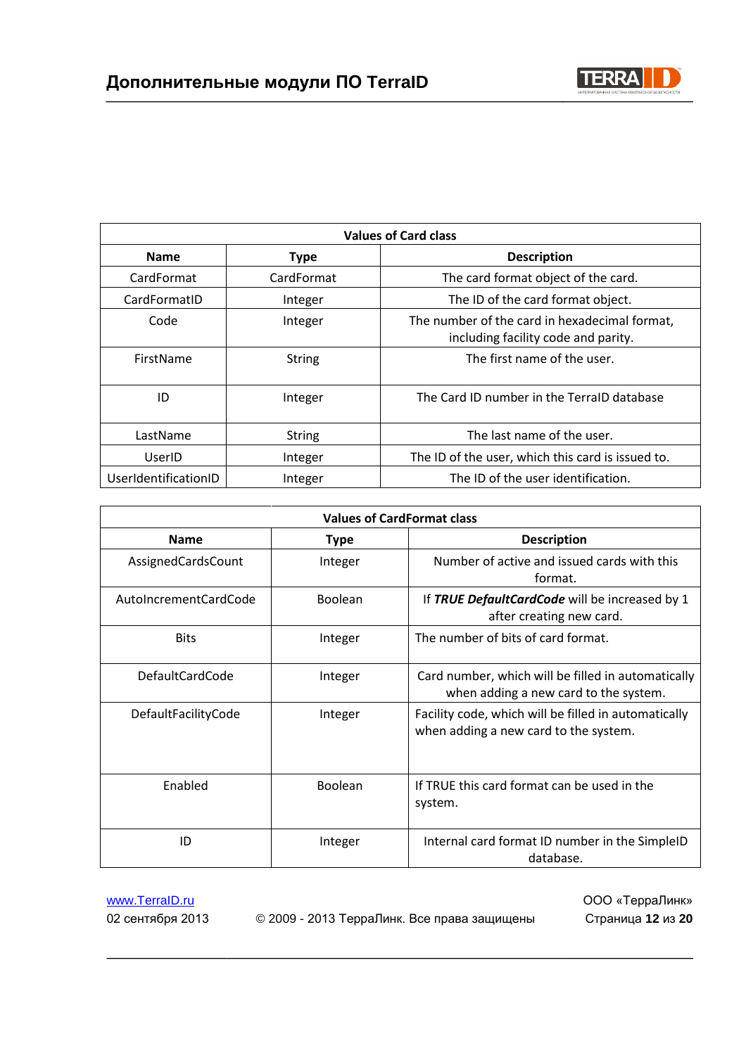| Values of Card class | | |
|---|---|---|
| **Name** | **Type** | **Description** |
| CardFormat | CardFormat | The card format object of the card. |
| CardFormatID | Integer | The ID of the card format object. |
| Code | Integer | The number of the card in hexadecimal format, including facility code and parity. |
| FirstName | String | The first name of the user. |
| ID | Integer | The Card ID number in the TerraID database |
| LastName | String | The last name of the user. |
| UserID | Integer | The ID of the user, which this card is issued to. |
| UserIdentificationID | Integer | The ID of the user identification. |

| Values of CardFormat class | | |
|---|---|---|
| **Name** | **Type** | **Description** |
| AssignedCardsCount | Integer | Number of active and issued cards with this format. |
| AutoIncrementCardCode | Boolean | If ***TRUE DefaultCardCode*** will be increased by 1 after creating new card. |
| Bits | Integer | The number of bits of card format. |
| DefaultCardCode | Integer | Card number, which will be filled in automatically when adding a new card to the system. |
| DefaultFacilityCode | Integer | Facility code, which will be filled in automatically when adding a new card to the system. |
| Enabled | Boolean | If TRUE this card format can be used in the system. |
| ID | Integer | Internal card format ID number in the SimpleID database. |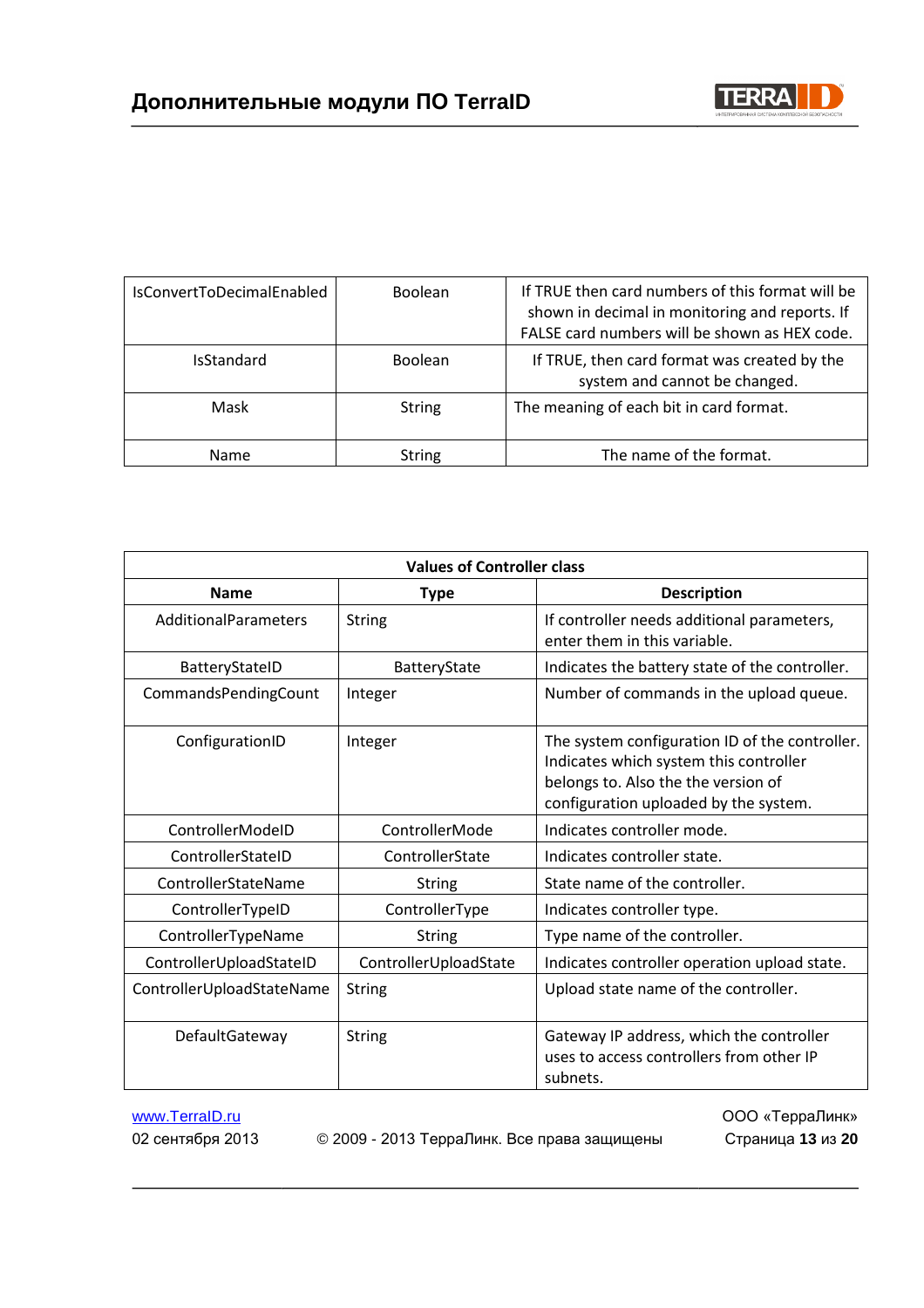| IsConvertToDecimalEnabled | Boolean | If TRUE then card numbers of this format will be shown in decimal in monitoring and reports. If FALSE card numbers will be shown as HEX code. |
| --- | --- | --- |
| IsStandard | Boolean | If TRUE, then card format was created by the system and cannot be changed. |
| Mask | String | The meaning of each bit in card format. |
| Name | String | The name of the format. |

| Values of Controller class | | |
| --- | --- | --- |
| **Name** | **Type** | **Description** |
| AdditionalParameters | String | If controller needs additional parameters, enter them in this variable. |
| BatteryStateID | BatteryState | Indicates the battery state of the controller. |
| CommandsPendingCount | Integer | Number of commands in the upload queue. |
| ConfigurationID | Integer | The system configuration ID of the controller. Indicates which system this controller belongs to. Also the the version of configuration uploaded by the system. |
| ControllerModeID | ControllerMode | Indicates controller mode. |
| ControllerStateID | ControllerState | Indicates controller state. |
| ControllerStateName | String | State name of the controller. |
| ControllerTypeID | ControllerType | Indicates controller type. |
| ControllerTypeName | String | Type name of the controller. |
| ControllerUploadStateID | ControllerUploadState | Indicates controller operation upload state. |
| ControllerUploadStateName | String | Upload state name of the controller. |
| DefaultGateway | String | Gateway IP address, which the controller uses to access controllers from other IP subnets. |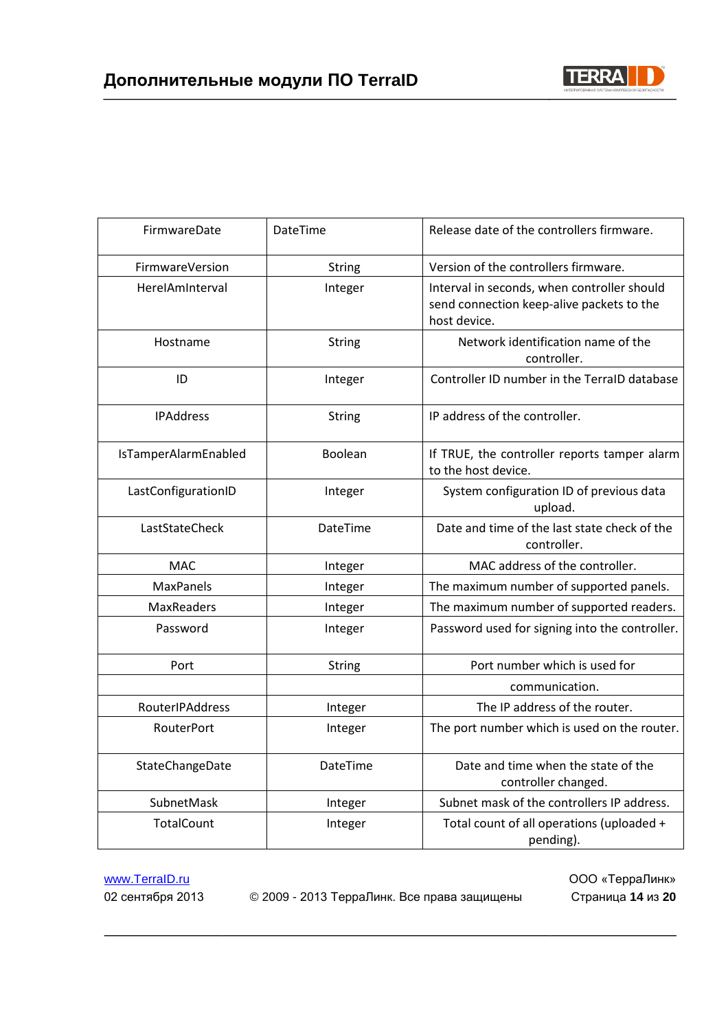| FirmwareDate | DateTime | Release date of the controllers firmware. |
|---|---|---|
| FirmwareVersion | String | Version of the controllers firmware. |
| HereIAmInterval | Integer | Interval in seconds, when controller should send connection keep-alive packets to the host device. |
| Hostname | String | Network identification name of the controller. |
| ID | Integer | Controller ID number in the TerraID database |
| IPAddress | String | IP address of the controller. |
| IsTamperAlarmEnabled | Boolean | If TRUE, the controller reports tamper alarm to the host device. |
| LastConfigurationID | Integer | System configuration ID of previous data upload. |
| LastStateCheck | DateTime | Date and time of the last state check of the controller. |
| MAC | Integer | MAC address of the controller. |
| MaxPanels | Integer | The maximum number of supported panels. |
| MaxReaders | Integer | The maximum number of supported readers. |
| Password | Integer | Password used for signing into the controller. |
| Port | String | Port number which is used for |
| | | communication. |
| RouterIPAddress | Integer | The IP address of the router. |
| RouterPort | Integer | The port number which is used on the router. |
| StateChangeDate | DateTime | Date and time when the state of the controller changed. |
| SubnetMask | Integer | Subnet mask of the controllers IP address. |
| TotalCount | Integer | Total count of all operations (uploaded + pending). |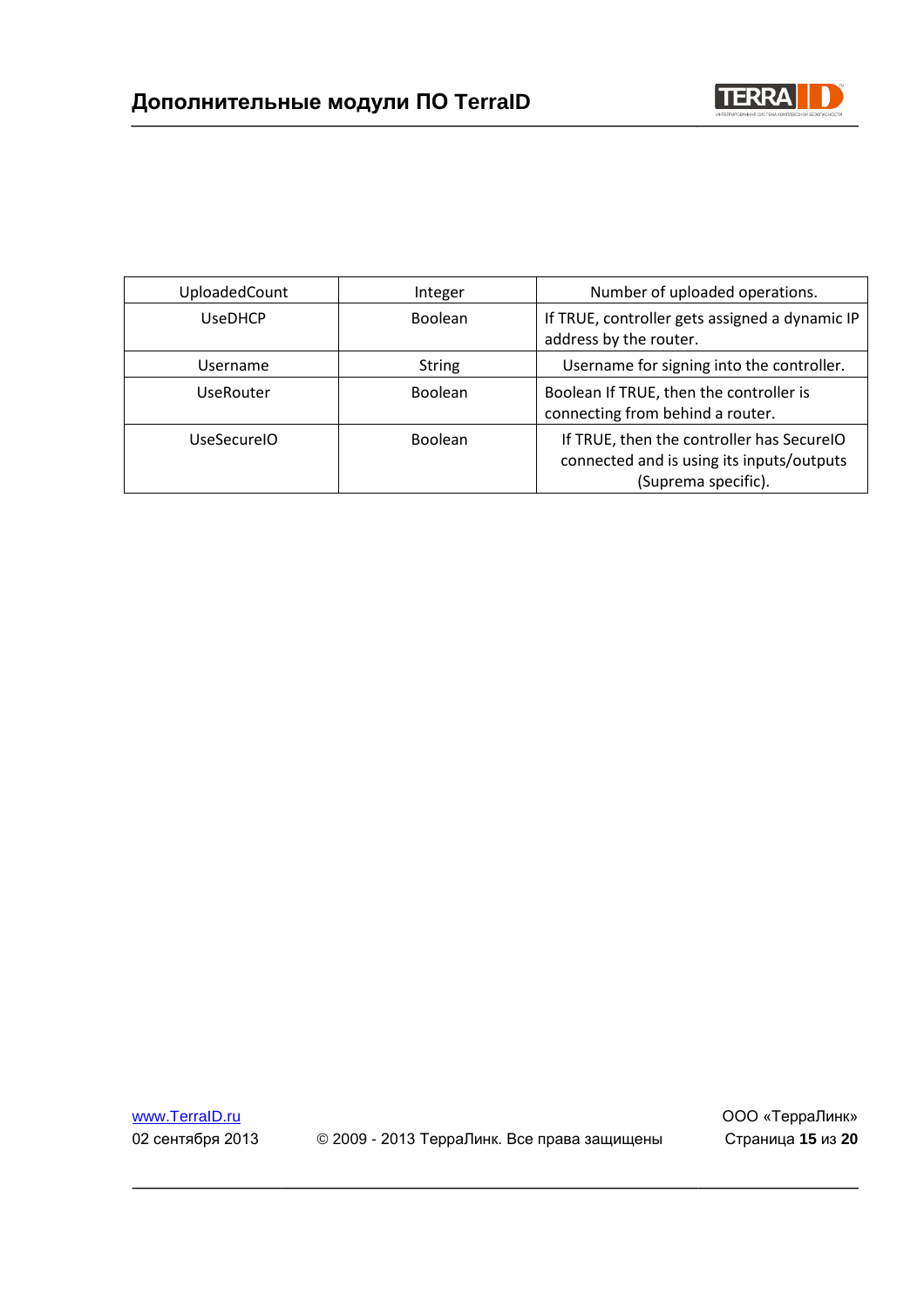| UploadedCount | Integer | Number of uploaded operations. |
|---|---|---|
| UseDHCP | Boolean | If TRUE, controller gets assigned a dynamic IP address by the router. |
| Username | String | Username for signing into the controller. |
| UseRouter | Boolean | Boolean If TRUE, then the controller is connecting from behind a router. |
| UseSecureIO | Boolean | If TRUE, then the controller has SecureIO connected and is using its inputs/outputs (Suprema specific). |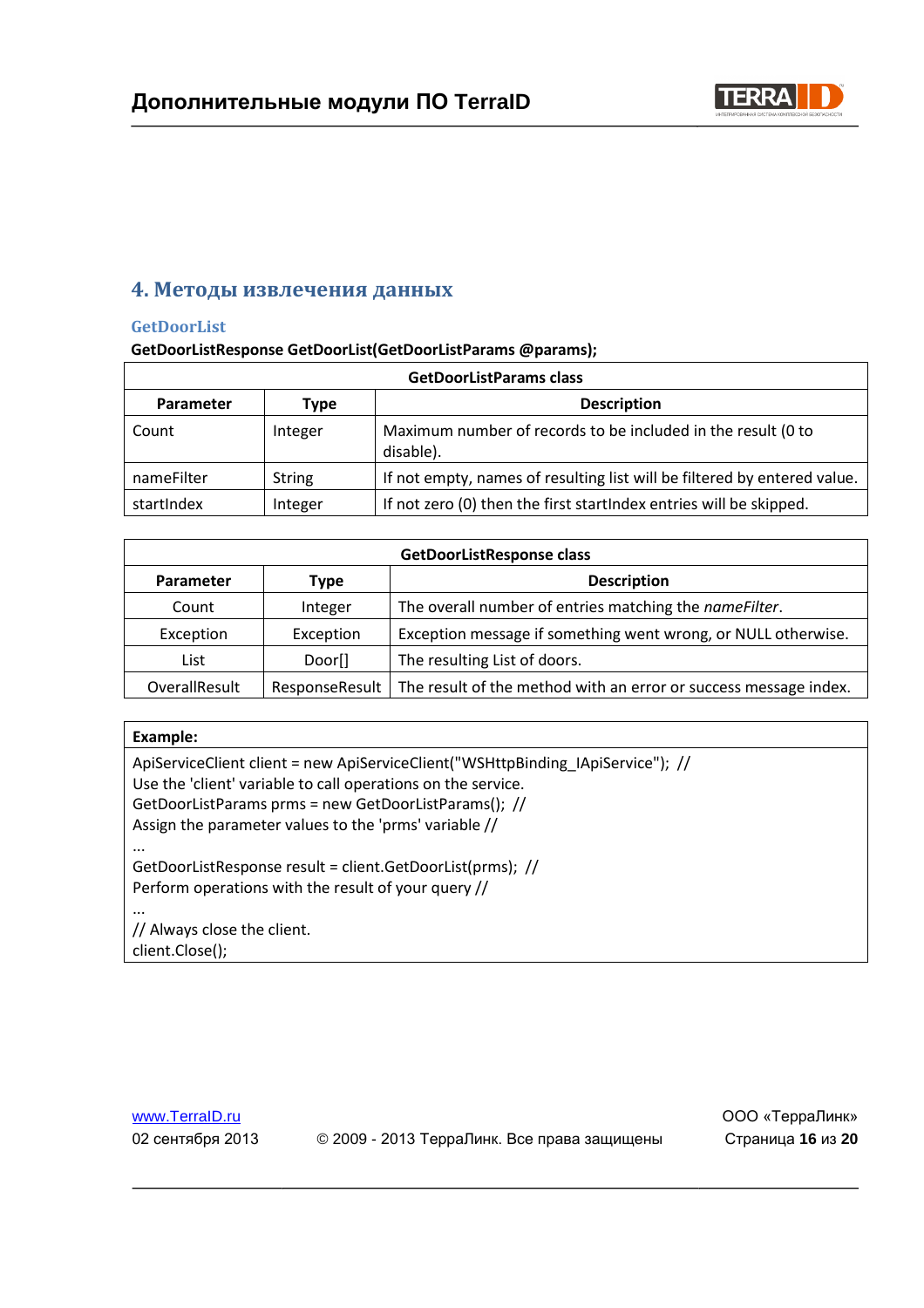## 4. Методы извлечения данных

### GetDoorList

**GetDoorListResponse GetDoorList(GetDoorListParams @params);**

| GetDoorListParams class | | |
|---|---|---|
| **Parameter** | **Type** | **Description** |
| Count | Integer | Maximum number of records to be included in the result (0 to disable). |
| nameFilter | String | If not empty, names of resulting list will be filtered by entered value. |
| startIndex | Integer | If not zero (0) then the first startIndex entries will be skipped. |

| GetDoorListResponse class | | |
|---|---|---|
| **Parameter** | **Type** | **Description** |
| Count | Integer | The overall number of entries matching the *nameFilter*. |
| Exception | Exception | Exception message if something went wrong, or NULL otherwise. |
| List | Door[] | The resulting List of doors. |
| OverallResult | ResponseResult | The result of the method with an error or success message index. |

**Example:**

```
ApiServiceClient client = new ApiServiceClient("WSHttpBinding_IApiService");  //
Use the 'client' variable to call operations on the service.
GetDoorListParams prms = new GetDoorListParams();  //
Assign the parameter values to the 'prms' variable //
...
GetDoorListResponse result = client.GetDoorList(prms);  //
Perform operations with the result of your query //
...
// Always close the client.
client.Close();
```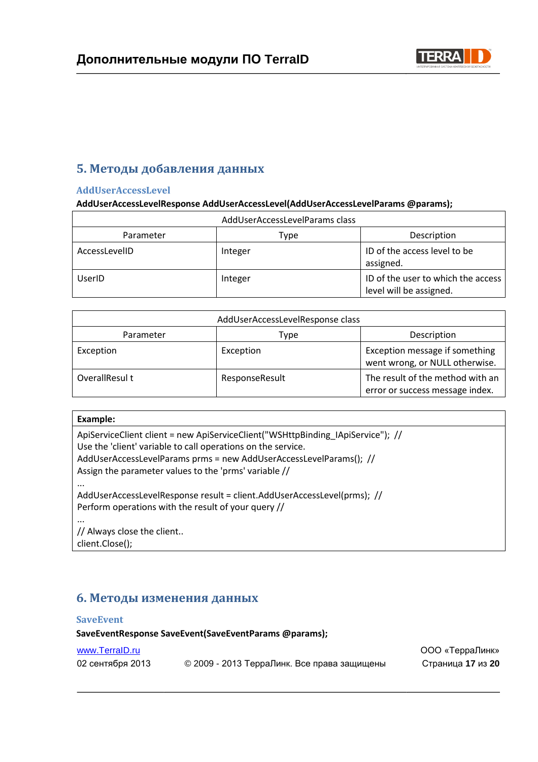## 5. Методы добавления данных

### AddUserAccessLevel

**AddUserAccessLevelResponse AddUserAccessLevel(AddUserAccessLevelParams @params);**

| AddUserAccessLevelParams class | | |
|---|---|---|
| Parameter | Type | Description |
| AccessLevelID | Integer | ID of the access level to be assigned. |
| UserID | Integer | ID of the user to which the access level will be assigned. |

| AddUserAccessLevelResponse class | | |
|---|---|---|
| Parameter | Type | Description |
| Exception | Exception | Exception message if something went wrong, or NULL otherwise. |
| OverallResul t | ResponseResult | The result of the method with an error or success message index. |

**Example:**

```
ApiServiceClient client = new ApiServiceClient("WSHttpBinding_IApiService");  //
Use the 'client' variable to call operations on the service.
AddUserAccessLevelParams prms = new AddUserAccessLevelParams();  //
Assign the parameter values to the 'prms' variable //
...
AddUserAccessLevelResponse result = client.AddUserAccessLevel(prms);  //
Perform operations with the result of your query //
...
// Always close the client..
client.Close();
```

## 6. Методы изменения данных

### SaveEvent

**SaveEventResponse SaveEvent(SaveEventParams @params);**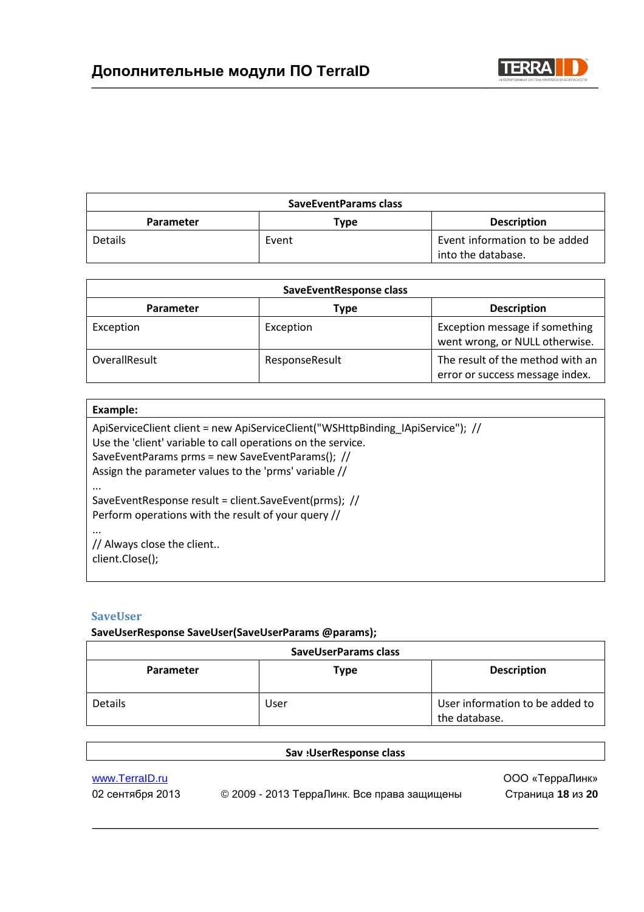| SaveEventParams class | | |
|---|---|---|
| **Parameter** | **Type** | **Description** |
| Details | Event | Event information to be added into the database. |

| SaveEventResponse class | | |
|---|---|---|
| **Parameter** | **Type** | **Description** |
| Exception | Exception | Exception message if something went wrong, or NULL otherwise. |
| OverallResult | ResponseResult | The result of the method with an error or success message index. |

**Example:**

```
ApiServiceClient client = new ApiServiceClient("WSHttpBinding_IApiService");  //
Use the 'client' variable to call operations on the service.
SaveEventParams prms = new SaveEventParams();  //
Assign the parameter values to the 'prms' variable //
...
SaveEventResponse result = client.SaveEvent(prms);  //
Perform operations with the result of your query //
...
// Always close the client..
client.Close();
```

### SaveUser

**SaveUserResponse SaveUser(SaveUserParams @params);**

| SaveUserParams class | | |
|---|---|---|
| **Parameter** | **Type** | **Description** |
| Details | User | User information to be added to the database. |

| Sav :UserResponse class |
|---|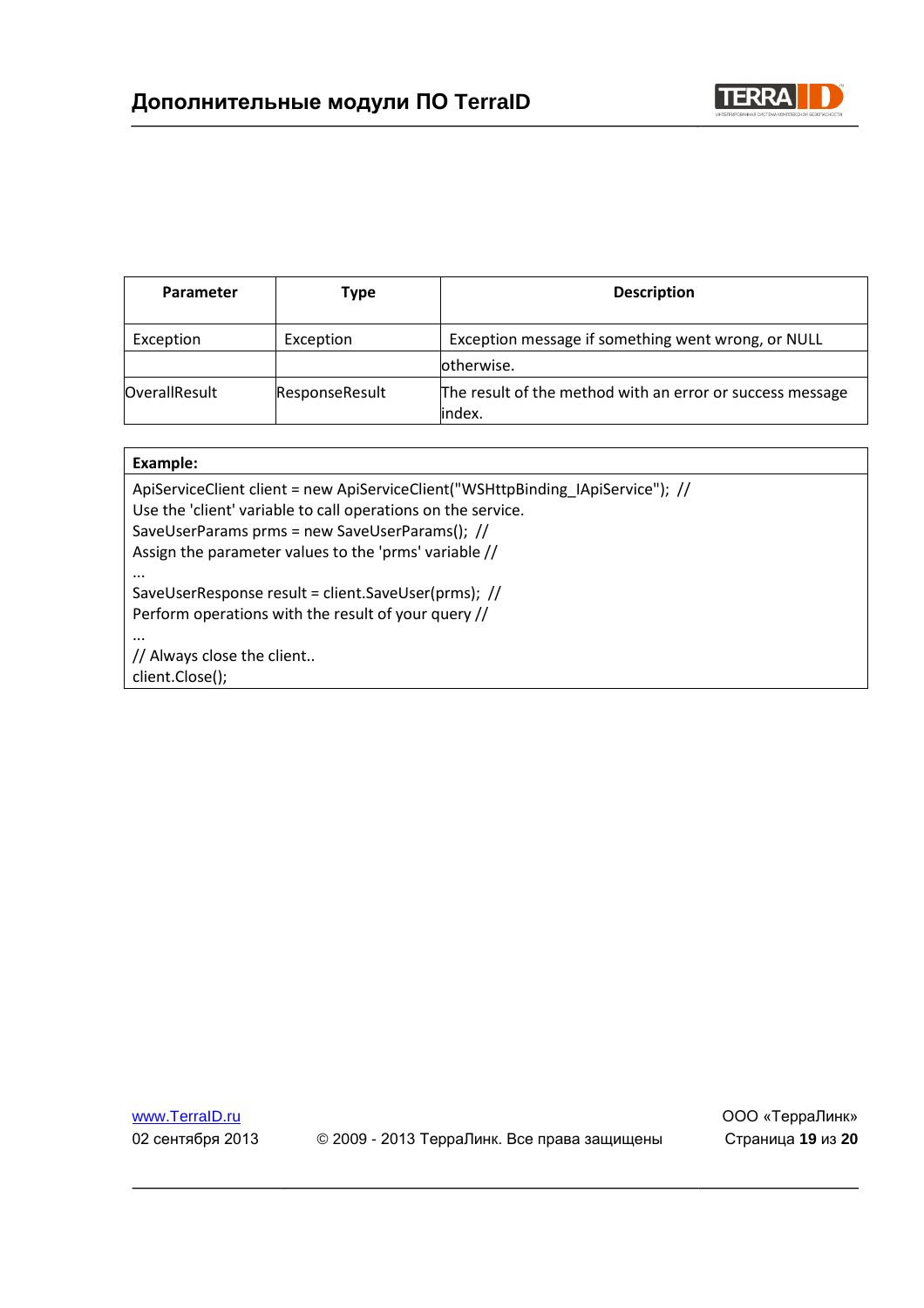| Parameter | Type | Description |
| --- | --- | --- |
| Exception | Exception | Exception message if something went wrong, or NULL |
| | | otherwise. |
| OverallResult | ResponseResult | The result of the method with an error or success message index. |

**Example:**

```
ApiServiceClient client = new ApiServiceClient("WSHttpBinding_IApiService");  //
Use the 'client' variable to call operations on the service.
SaveUserParams prms = new SaveUserParams();  //
Assign the parameter values to the 'prms' variable //
...
SaveUserResponse result = client.SaveUser(prms);  //
Perform operations with the result of your query //
...
// Always close the client..
client.Close();
```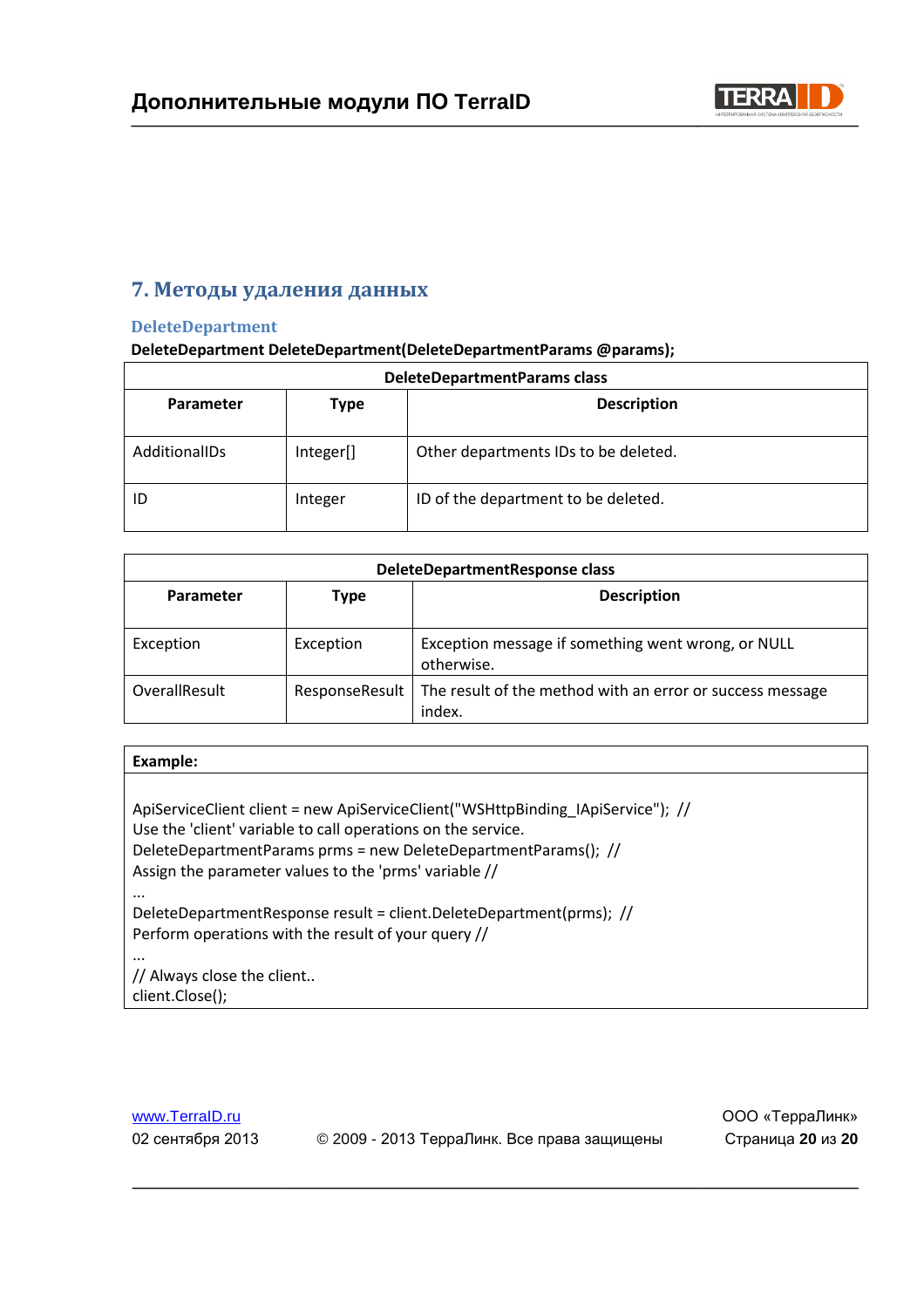## 7. Методы удаления данных

### DeleteDepartment

**DeleteDepartment DeleteDepartment(DeleteDepartmentParams @params);**

| DeleteDepartmentParams class | | |
|---|---|---|
| **Parameter** | **Type** | **Description** |
| AdditionalIDs | Integer[] | Other departments IDs to be deleted. |
| ID | Integer | ID of the department to be deleted. |

| DeleteDepartmentResponse class | | |
|---|---|---|
| **Parameter** | **Type** | **Description** |
| Exception | Exception | Exception message if something went wrong, or NULL otherwise. |
| OverallResult | ResponseResult | The result of the method with an error or success message index. |

**Example:**

```
ApiServiceClient client = new ApiServiceClient("WSHttpBinding_IApiService");  //
Use the 'client' variable to call operations on the service.
DeleteDepartmentParams prms = new DeleteDepartmentParams();  //
Assign the parameter values to the 'prms' variable //
...
DeleteDepartmentResponse result = client.DeleteDepartment(prms);  //
Perform operations with the result of your query //
...
// Always close the client..
client.Close();
```